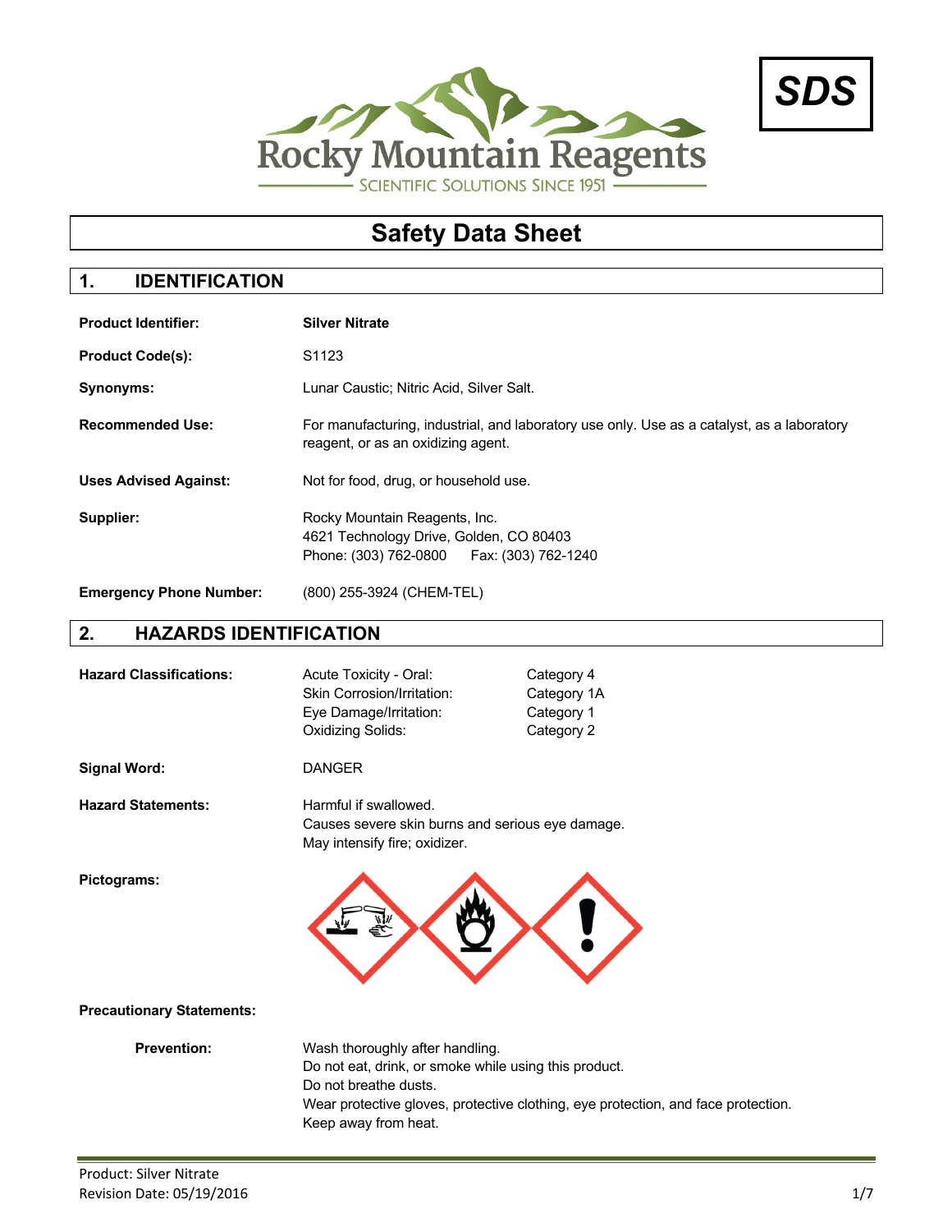Rocky Mountain Reagents

SCIENTIFIC SOLUTIONS SINCE 1951

**SDS**

# Safety Data Sheet

## 1. IDENTIFICATION

**Product Identifier:** **Silver Nitrate**

**Product Code(s):** S1123

**Synonyms:** Lunar Caustic; Nitric Acid, Silver Salt.

**Recommended Use:** For manufacturing, industrial, and laboratory use only. Use as a catalyst, as a laboratory reagent, or as an oxidizing agent.

**Uses Advised Against:** Not for food, drug, or household use.

**Supplier:** Rocky Mountain Reagents, Inc.
4621 Technology Drive, Golden, CO 80403
Phone: (303) 762-0800 Fax: (303) 762-1240

**Emergency Phone Number:** (800) 255-3924 (CHEM-TEL)

## 2. HAZARDS IDENTIFICATION

**Hazard Classifications:**

| | |
|---|---|
| Acute Toxicity - Oral: | Category 4 |
| Skin Corrosion/Irritation: | Category 1A |
| Eye Damage/Irritation: | Category 1 |
| Oxidizing Solids: | Category 2 |

**Signal Word:** DANGER

**Hazard Statements:**
Harmful if swallowed.
Causes severe skin burns and serious eye damage.
May intensify fire; oxidizer.

**Pictograms:**

**Precautionary Statements:**

**Prevention:**
Wash thoroughly after handling.
Do not eat, drink, or smoke while using this product.
Do not breathe dusts.
Wear protective gloves, protective clothing, eye protection, and face protection.
Keep away from heat.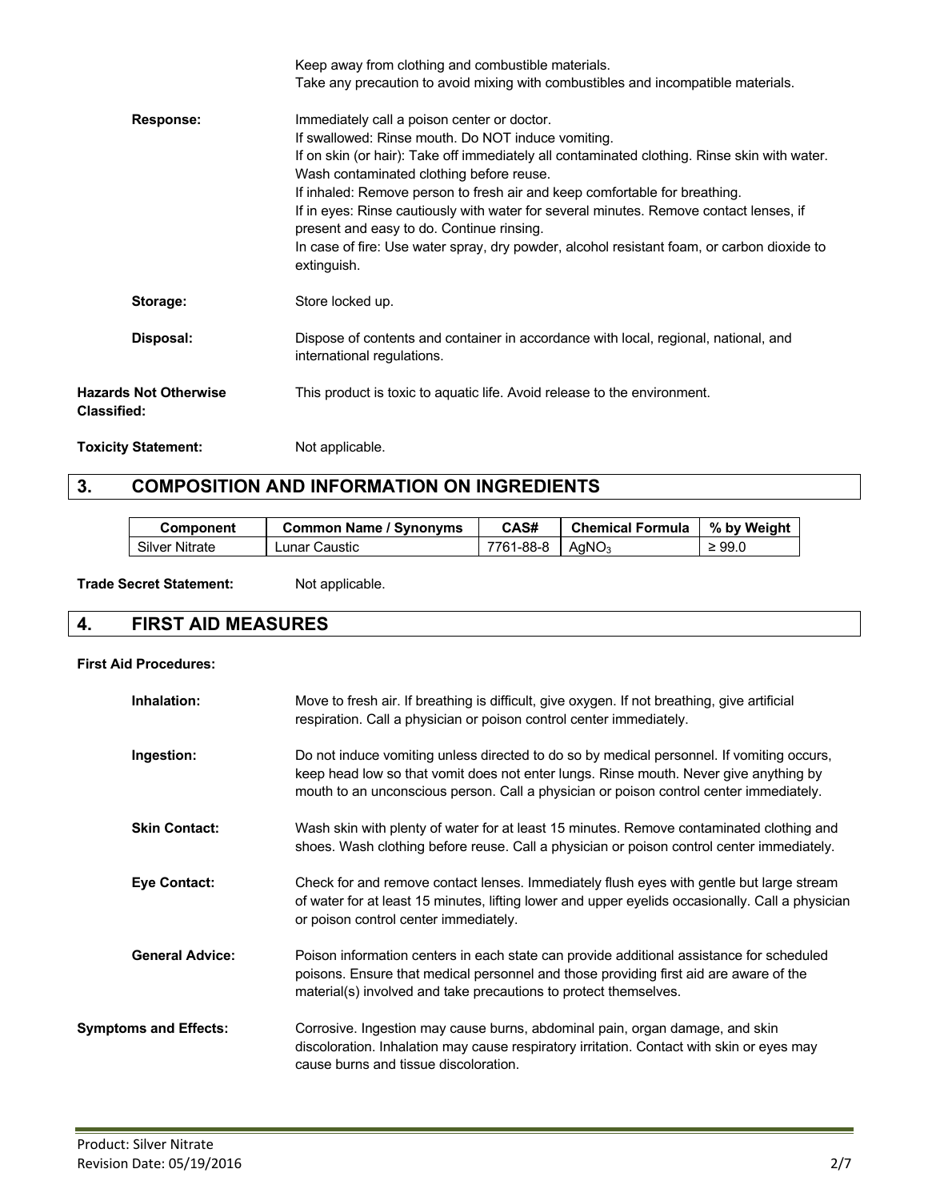Keep away from clothing and combustible materials.
Take any precaution to avoid mixing with combustibles and incompatible materials.

**Response:** Immediately call a poison center or doctor.
If swallowed: Rinse mouth. Do NOT induce vomiting.
If on skin (or hair): Take off immediately all contaminated clothing. Rinse skin with water. Wash contaminated clothing before reuse.
If inhaled: Remove person to fresh air and keep comfortable for breathing.
If in eyes: Rinse cautiously with water for several minutes. Remove contact lenses, if present and easy to do. Continue rinsing.
In case of fire: Use water spray, dry powder, alcohol resistant foam, or carbon dioxide to extinguish.

**Storage:** Store locked up.

**Disposal:** Dispose of contents and container in accordance with local, regional, national, and international regulations.

**Hazards Not Otherwise Classified:** This product is toxic to aquatic life. Avoid release to the environment.

**Toxicity Statement:** Not applicable.

## 3. COMPOSITION AND INFORMATION ON INGREDIENTS

| Component | Common Name / Synonyms | CAS# | Chemical Formula | % by Weight |
| --- | --- | --- | --- | --- |
| Silver Nitrate | Lunar Caustic | 7761-88-8 | $AgNO_3$ | ≥ 99.0 |

**Trade Secret Statement:** Not applicable.

## 4. FIRST AID MEASURES

**First Aid Procedures:**

**Inhalation:** Move to fresh air. If breathing is difficult, give oxygen. If not breathing, give artificial respiration. Call a physician or poison control center immediately.

**Ingestion:** Do not induce vomiting unless directed to do so by medical personnel. If vomiting occurs, keep head low so that vomit does not enter lungs. Rinse mouth. Never give anything by mouth to an unconscious person. Call a physician or poison control center immediately.

**Skin Contact:** Wash skin with plenty of water for at least 15 minutes. Remove contaminated clothing and shoes. Wash clothing before reuse. Call a physician or poison control center immediately.

**Eye Contact:** Check for and remove contact lenses. Immediately flush eyes with gentle but large stream of water for at least 15 minutes, lifting lower and upper eyelids occasionally. Call a physician or poison control center immediately.

**General Advice:** Poison information centers in each state can provide additional assistance for scheduled poisons. Ensure that medical personnel and those providing first aid are aware of the material(s) involved and take precautions to protect themselves.

**Symptoms and Effects:** Corrosive. Ingestion may cause burns, abdominal pain, organ damage, and skin discoloration. Inhalation may cause respiratory irritation. Contact with skin or eyes may cause burns and tissue discoloration.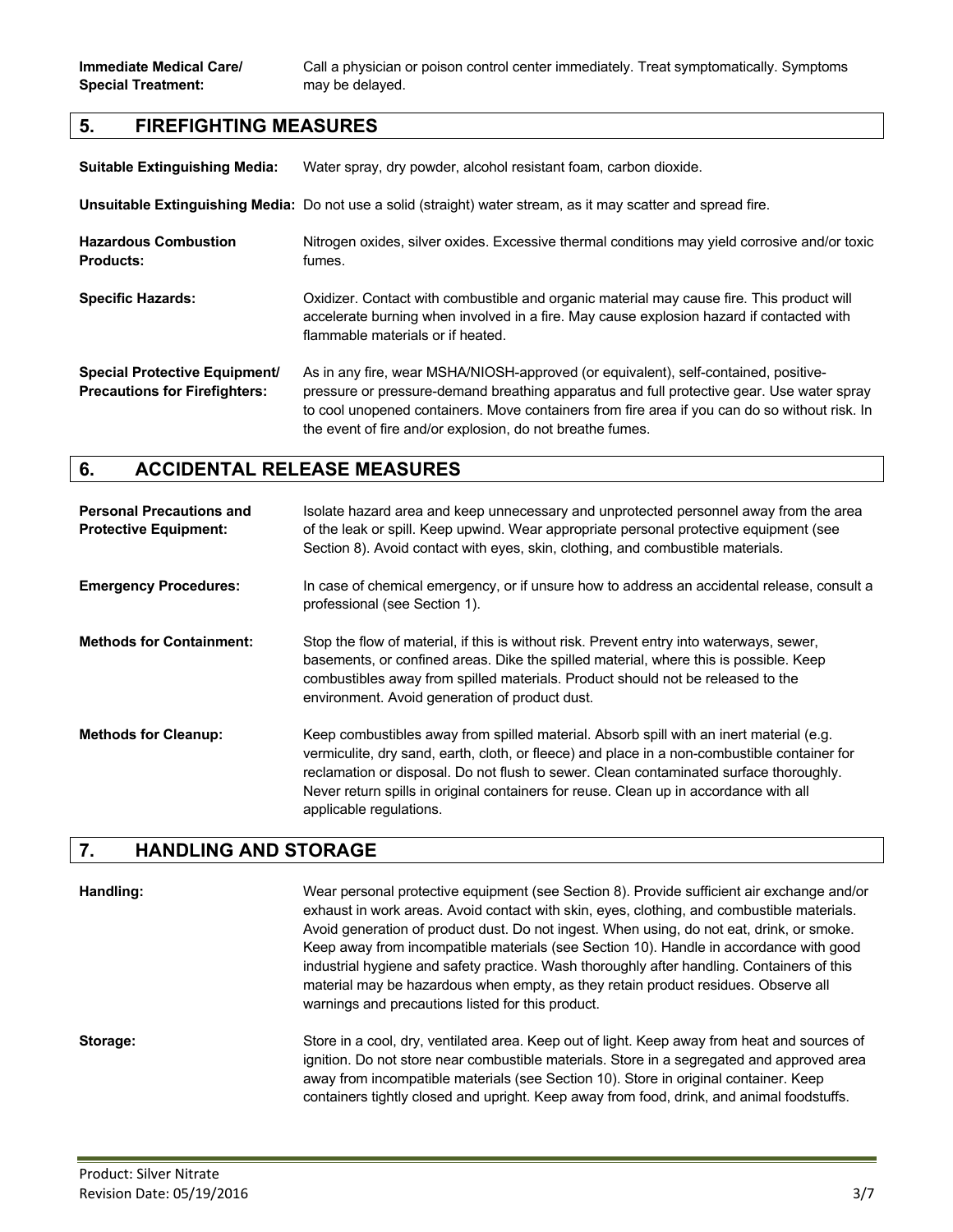**Immediate Medical Care/ Special Treatment:** Call a physician or poison control center immediately. Treat symptomatically. Symptoms may be delayed.

## 5. FIREFIGHTING MEASURES

**Suitable Extinguishing Media:** Water spray, dry powder, alcohol resistant foam, carbon dioxide.

**Unsuitable Extinguishing Media:** Do not use a solid (straight) water stream, as it may scatter and spread fire.

**Hazardous Combustion Products:** Nitrogen oxides, silver oxides. Excessive thermal conditions may yield corrosive and/or toxic fumes.

**Specific Hazards:** Oxidizer. Contact with combustible and organic material may cause fire. This product will accelerate burning when involved in a fire. May cause explosion hazard if contacted with flammable materials or if heated.

**Special Protective Equipment/ Precautions for Firefighters:** As in any fire, wear MSHA/NIOSH-approved (or equivalent), self-contained, positive-pressure or pressure-demand breathing apparatus and full protective gear. Use water spray to cool unopened containers. Move containers from fire area if you can do so without risk. In the event of fire and/or explosion, do not breathe fumes.

## 6. ACCIDENTAL RELEASE MEASURES

**Personal Precautions and Protective Equipment:** Isolate hazard area and keep unnecessary and unprotected personnel away from the area of the leak or spill. Keep upwind. Wear appropriate personal protective equipment (see Section 8). Avoid contact with eyes, skin, clothing, and combustible materials.

**Emergency Procedures:** In case of chemical emergency, or if unsure how to address an accidental release, consult a professional (see Section 1).

**Methods for Containment:** Stop the flow of material, if this is without risk. Prevent entry into waterways, sewer, basements, or confined areas. Dike the spilled material, where this is possible. Keep combustibles away from spilled materials. Product should not be released to the environment. Avoid generation of product dust.

**Methods for Cleanup:** Keep combustibles away from spilled material. Absorb spill with an inert material (e.g. vermiculite, dry sand, earth, cloth, or fleece) and place in a non-combustible container for reclamation or disposal. Do not flush to sewer. Clean contaminated surface thoroughly. Never return spills in original containers for reuse. Clean up in accordance with all applicable regulations.

## 7. HANDLING AND STORAGE

**Handling:** Wear personal protective equipment (see Section 8). Provide sufficient air exchange and/or exhaust in work areas. Avoid contact with skin, eyes, clothing, and combustible materials. Avoid generation of product dust. Do not ingest. When using, do not eat, drink, or smoke. Keep away from incompatible materials (see Section 10). Handle in accordance with good industrial hygiene and safety practice. Wash thoroughly after handling. Containers of this material may be hazardous when empty, as they retain product residues. Observe all warnings and precautions listed for this product.

**Storage:** Store in a cool, dry, ventilated area. Keep out of light. Keep away from heat and sources of ignition. Do not store near combustible materials. Store in a segregated and approved area away from incompatible materials (see Section 10). Store in original container. Keep containers tightly closed and upright. Keep away from food, drink, and animal foodstuffs.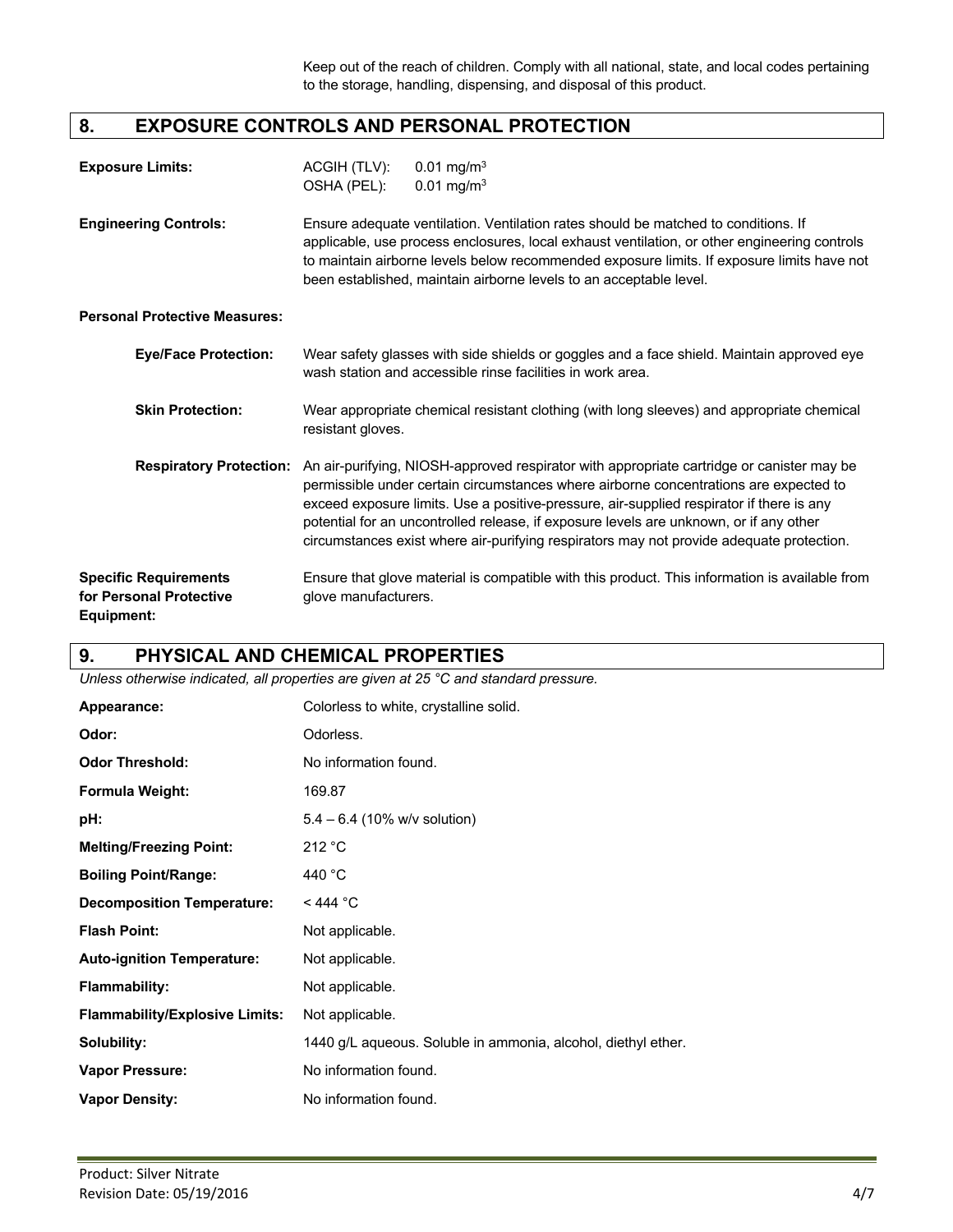Keep out of the reach of children. Comply with all national, state, and local codes pertaining to the storage, handling, dispensing, and disposal of this product.

## 8. EXPOSURE CONTROLS AND PERSONAL PROTECTION

**Exposure Limits:** ACGIH (TLV): 0.01 $mg/m^3$
OSHA (PEL): 0.01 $mg/m^3$

**Engineering Controls:** Ensure adequate ventilation. Ventilation rates should be matched to conditions. If applicable, use process enclosures, local exhaust ventilation, or other engineering controls to maintain airborne levels below recommended exposure limits. If exposure limits have not been established, maintain airborne levels to an acceptable level.

**Personal Protective Measures:**

**Eye/Face Protection:** Wear safety glasses with side shields or goggles and a face shield. Maintain approved eye wash station and accessible rinse facilities in work area.

**Skin Protection:** Wear appropriate chemical resistant clothing (with long sleeves) and appropriate chemical resistant gloves.

**Respiratory Protection:** An air-purifying, NIOSH-approved respirator with appropriate cartridge or canister may be permissible under certain circumstances where airborne concentrations are expected to exceed exposure limits. Use a positive-pressure, air-supplied respirator if there is any potential for an uncontrolled release, if exposure levels are unknown, or if any other circumstances exist where air-purifying respirators may not provide adequate protection.

**Specific Requirements for Personal Protective Equipment:** Ensure that glove material is compatible with this product. This information is available from glove manufacturers.

## 9. PHYSICAL AND CHEMICAL PROPERTIES

*Unless otherwise indicated, all properties are given at 25 °C and standard pressure.*

| | |
|---|---|
| **Appearance:** | Colorless to white, crystalline solid. |
| **Odor:** | Odorless. |
| **Odor Threshold:** | No information found. |
| **Formula Weight:** | 169.87 |
| **pH:** | 5.4 – 6.4 (10% w/v solution) |
| **Melting/Freezing Point:** | 212 °C |
| **Boiling Point/Range:** | 440 °C |
| **Decomposition Temperature:** | < 444 °C |
| **Flash Point:** | Not applicable. |
| **Auto-ignition Temperature:** | Not applicable. |
| **Flammability:** | Not applicable. |
| **Flammability/Explosive Limits:** | Not applicable. |
| **Solubility:** | 1440 g/L aqueous. Soluble in ammonia, alcohol, diethyl ether. |
| **Vapor Pressure:** | No information found. |
| **Vapor Density:** | No information found. |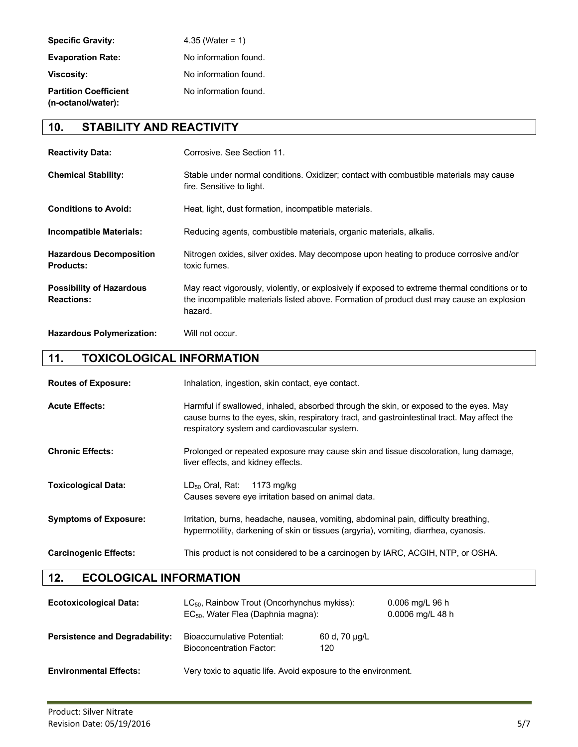| | |
|---|---|
| **Specific Gravity:** | 4.35 (Water = 1) |
| **Evaporation Rate:** | No information found. |
| **Viscosity:** | No information found. |
| **Partition Coefficient (n-octanol/water):** | No information found. |

## 10. STABILITY AND REACTIVITY

| | |
|---|---|
| **Reactivity Data:** | Corrosive. See Section 11. |
| **Chemical Stability:** | Stable under normal conditions. Oxidizer; contact with combustible materials may cause fire. Sensitive to light. |
| **Conditions to Avoid:** | Heat, light, dust formation, incompatible materials. |
| **Incompatible Materials:** | Reducing agents, combustible materials, organic materials, alkalis. |
| **Hazardous Decomposition Products:** | Nitrogen oxides, silver oxides. May decompose upon heating to produce corrosive and/or toxic fumes. |
| **Possibility of Hazardous Reactions:** | May react vigorously, violently, or explosively if exposed to extreme thermal conditions or to the incompatible materials listed above. Formation of product dust may cause an explosion hazard. |
| **Hazardous Polymerization:** | Will not occur. |

## 11. TOXICOLOGICAL INFORMATION

| | |
|---|---|
| **Routes of Exposure:** | Inhalation, ingestion, skin contact, eye contact. |
| **Acute Effects:** | Harmful if swallowed, inhaled, absorbed through the skin, or exposed to the eyes. May cause burns to the eyes, skin, respiratory tract, and gastrointestinal tract. May affect the respiratory system and cardiovascular system. |
| **Chronic Effects:** | Prolonged or repeated exposure may cause skin and tissue discoloration, lung damage, liver effects, and kidney effects. |
| **Toxicological Data:** | $LD_{50}$ Oral, Rat: 1173 mg/kg<br>Causes severe eye irritation based on animal data. |
| **Symptoms of Exposure:** | Irritation, burns, headache, nausea, vomiting, abdominal pain, difficulty breathing, hypermotility, darkening of skin or tissues (argyria), vomiting, diarrhea, cyanosis. |
| **Carcinogenic Effects:** | This product is not considered to be a carcinogen by IARC, ACGIH, NTP, or OSHA. |

## 12. ECOLOGICAL INFORMATION

| | | |
|---|---|---|
| **Ecotoxicological Data:** | $LC_{50}$, Rainbow Trout (Oncorhynchus mykiss):<br>$EC_{50}$, Water Flea (Daphnia magna): | 0.006 mg/L 96 h<br>0.0006 mg/L 48 h |
| **Persistence and Degradability:** | Bioaccumulative Potential:<br>Bioconcentration Factor: | 60 d, 70 μg/L<br>120 |
| **Environmental Effects:** | Very toxic to aquatic life. Avoid exposure to the environment. | |

Product: Silver Nitrate
Revision Date: 05/19/2016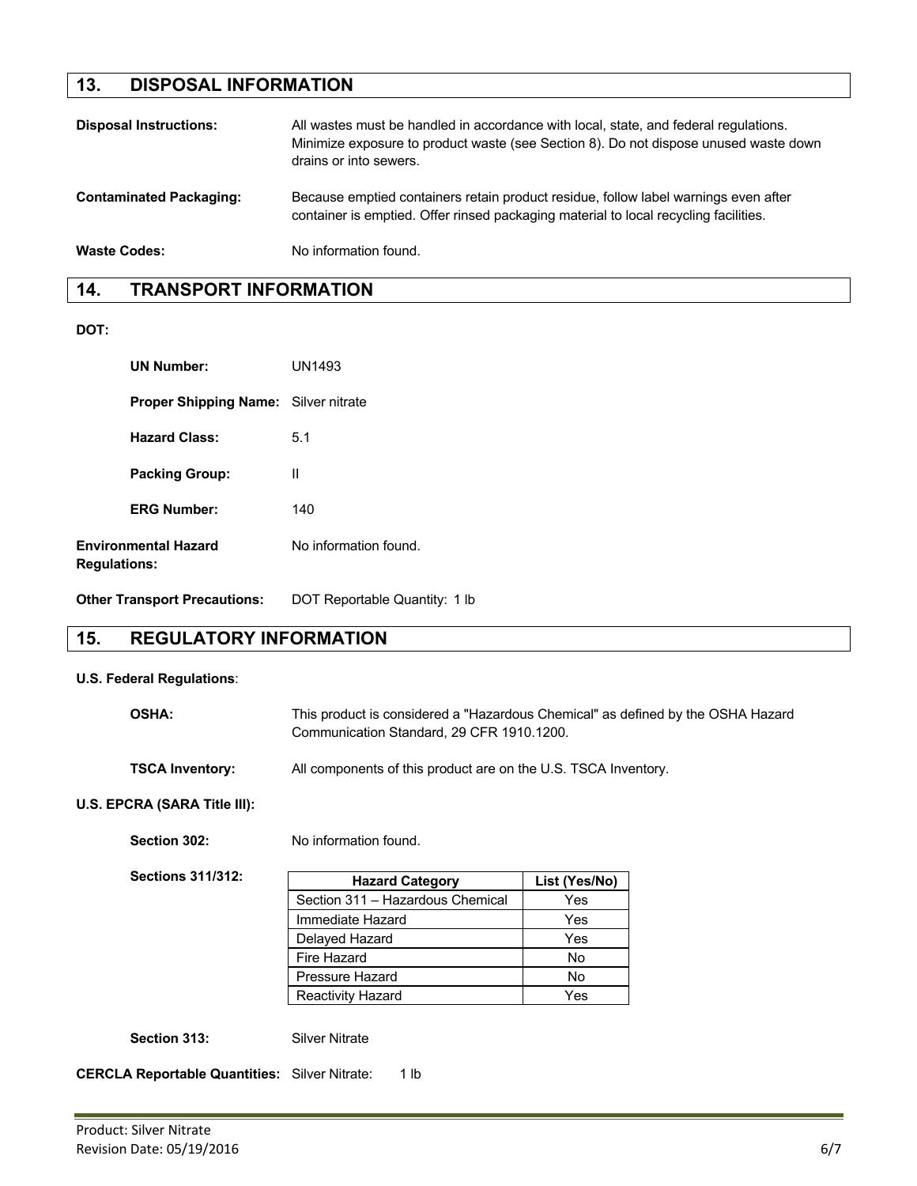## 13. DISPOSAL INFORMATION

**Disposal Instructions:** All wastes must be handled in accordance with local, state, and federal regulations. Minimize exposure to product waste (see Section 8). Do not dispose unused waste down drains or into sewers.

**Contaminated Packaging:** Because emptied containers retain product residue, follow label warnings even after container is emptied. Offer rinsed packaging material to local recycling facilities.

**Waste Codes:** No information found.

## 14. TRANSPORT INFORMATION

**DOT:**

**UN Number:** UN1493

**Proper Shipping Name:** Silver nitrate

**Hazard Class:** 5.1

**Packing Group:** II

**ERG Number:** 140

**Environmental Hazard Regulations:** No information found.

**Other Transport Precautions:** DOT Reportable Quantity: 1 lb

## 15. REGULATORY INFORMATION

**U.S. Federal Regulations**:

**OSHA:** This product is considered a "Hazardous Chemical" as defined by the OSHA Hazard Communication Standard, 29 CFR 1910.1200.

**TSCA Inventory:** All components of this product are on the U.S. TSCA Inventory.

**U.S. EPCRA (SARA Title III):**

**Section 302:** No information found.

**Sections 311/312:**

| Hazard Category | List (Yes/No) |
|---|---|
| Section 311 – Hazardous Chemical | Yes |
| Immediate Hazard | Yes |
| Delayed Hazard | Yes |
| Fire Hazard | No |
| Pressure Hazard | No |
| Reactivity Hazard | Yes |

**Section 313:** Silver Nitrate

**CERCLA Reportable Quantities:** Silver Nitrate: 1 lb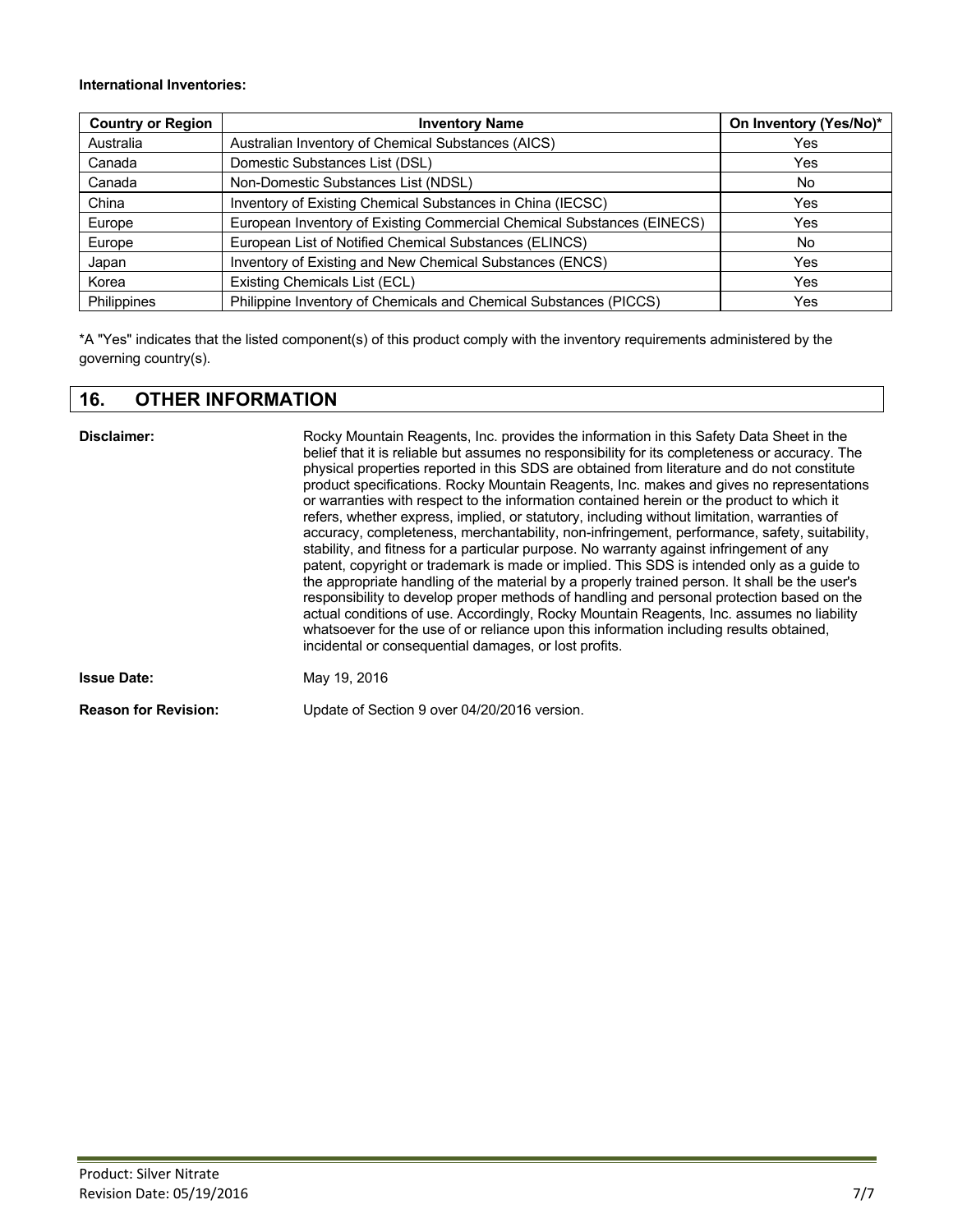**International Inventories:**

| Country or Region | Inventory Name | On Inventory (Yes/No)* |
|---|---|---|
| Australia | Australian Inventory of Chemical Substances (AICS) | Yes |
| Canada | Domestic Substances List (DSL) | Yes |
| Canada | Non-Domestic Substances List (NDSL) | No |
| China | Inventory of Existing Chemical Substances in China (IECSC) | Yes |
| Europe | European Inventory of Existing Commercial Chemical Substances (EINECS) | Yes |
| Europe | European List of Notified Chemical Substances (ELINCS) | No |
| Japan | Inventory of Existing and New Chemical Substances (ENCS) | Yes |
| Korea | Existing Chemicals List (ECL) | Yes |
| Philippines | Philippine Inventory of Chemicals and Chemical Substances (PICCS) | Yes |

*A "Yes" indicates that the listed component(s) of this product comply with the inventory requirements administered by the governing country(s).

## 16. OTHER INFORMATION

**Disclaimer:** Rocky Mountain Reagents, Inc. provides the information in this Safety Data Sheet in the belief that it is reliable but assumes no responsibility for its completeness or accuracy. The physical properties reported in this SDS are obtained from literature and do not constitute product specifications. Rocky Mountain Reagents, Inc. makes and gives no representations or warranties with respect to the information contained herein or the product to which it refers, whether express, implied, or statutory, including without limitation, warranties of accuracy, completeness, merchantability, non-infringement, performance, safety, suitability, stability, and fitness for a particular purpose. No warranty against infringement of any patent, copyright or trademark is made or implied. This SDS is intended only as a guide to the appropriate handling of the material by a properly trained person. It shall be the user's responsibility to develop proper methods of handling and personal protection based on the actual conditions of use. Accordingly, Rocky Mountain Reagents, Inc. assumes no liability whatsoever for the use of or reliance upon this information including results obtained, incidental or consequential damages, or lost profits.

**Issue Date:** May 19, 2016

**Reason for Revision:** Update of Section 9 over 04/20/2016 version.